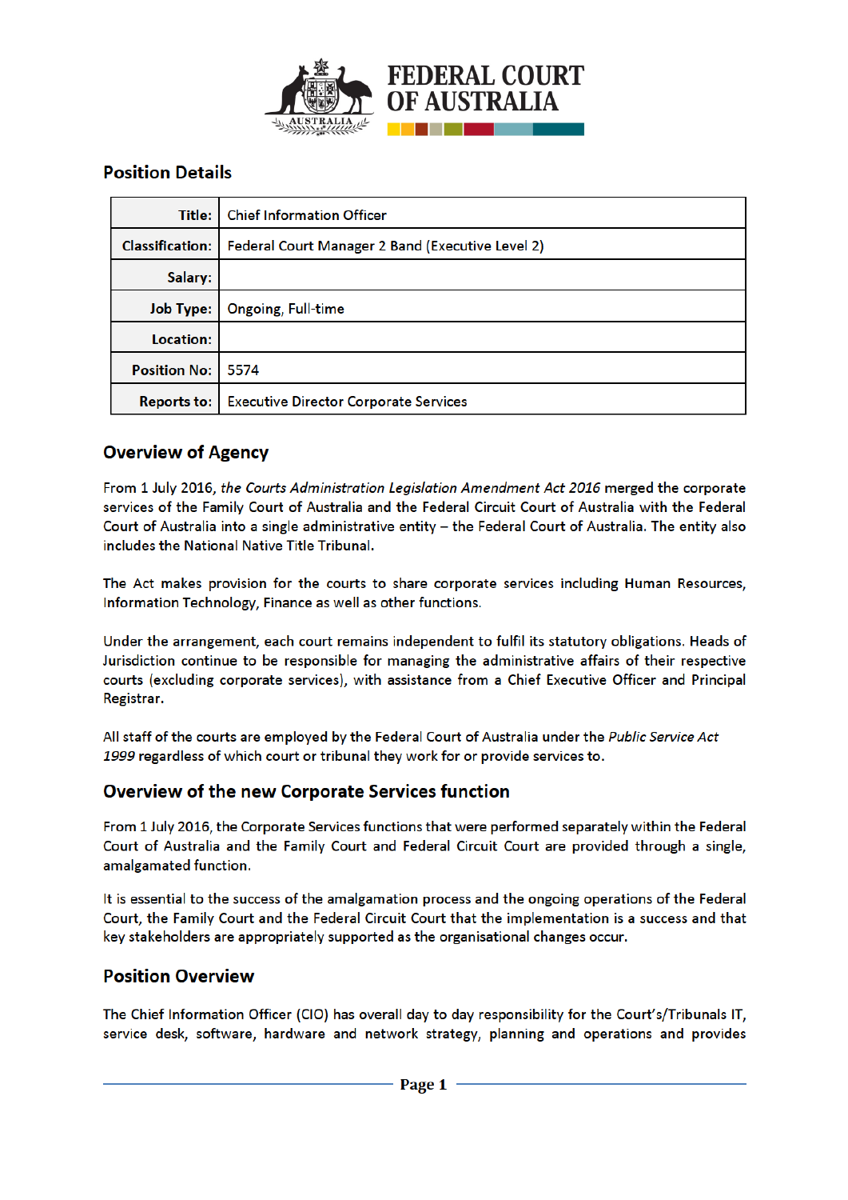FEDERAL COURT OF AUSTRALIA

## Position Details

| | |
|---|---|
| **Title:** | Chief Information Officer |
| **Classification:** | Federal Court Manager 2 Band (Executive Level 2) |
| **Salary:** | |
| **Job Type:** | Ongoing, Full-time |
| **Location:** | |
| **Position No:** | 5574 |
| **Reports to:** | Executive Director Corporate Services |

## Overview of Agency

From 1 July 2016, *the Courts Administration Legislation Amendment Act 2016* merged the corporate services of the Family Court of Australia and the Federal Circuit Court of Australia with the Federal Court of Australia into a single administrative entity – the Federal Court of Australia. The entity also includes the National Native Title Tribunal.

The Act makes provision for the courts to share corporate services including Human Resources, Information Technology, Finance as well as other functions.

Under the arrangement, each court remains independent to fulfil its statutory obligations. Heads of Jurisdiction continue to be responsible for managing the administrative affairs of their respective courts (excluding corporate services), with assistance from a Chief Executive Officer and Principal Registrar.

All staff of the courts are employed by the Federal Court of Australia under the *Public Service Act 1999* regardless of which court or tribunal they work for or provide services to.

## Overview of the new Corporate Services function

From 1 July 2016, the Corporate Services functions that were performed separately within the Federal Court of Australia and the Family Court and Federal Circuit Court are provided through a single, amalgamated function.

It is essential to the success of the amalgamation process and the ongoing operations of the Federal Court, the Family Court and the Federal Circuit Court that the implementation is a success and that key stakeholders are appropriately supported as the organisational changes occur.

## Position Overview

The Chief Information Officer (CIO) has overall day to day responsibility for the Court's/Tribunals IT, service desk, software, hardware and network strategy, planning and operations and provides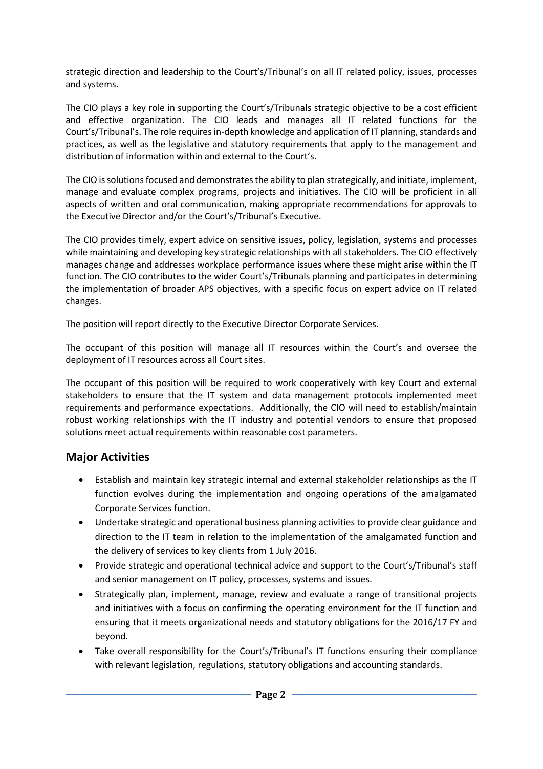strategic direction and leadership to the Court's/Tribunal's on all IT related policy, issues, processes and systems.

The CIO plays a key role in supporting the Court's/Tribunals strategic objective to be a cost efficient and effective organization. The CIO leads and manages all IT related functions for the Court's/Tribunal's. The role requires in-depth knowledge and application of IT planning, standards and practices, as well as the legislative and statutory requirements that apply to the management and distribution of information within and external to the Court's.

The CIO is solutions focused and demonstrates the ability to plan strategically, and initiate, implement, manage and evaluate complex programs, projects and initiatives. The CIO will be proficient in all aspects of written and oral communication, making appropriate recommendations for approvals to the Executive Director and/or the Court's/Tribunal's Executive.

The CIO provides timely, expert advice on sensitive issues, policy, legislation, systems and processes while maintaining and developing key strategic relationships with all stakeholders. The CIO effectively manages change and addresses workplace performance issues where these might arise within the IT function. The CIO contributes to the wider Court's/Tribunals planning and participates in determining the implementation of broader APS objectives, with a specific focus on expert advice on IT related changes.

The position will report directly to the Executive Director Corporate Services.

The occupant of this position will manage all IT resources within the Court's and oversee the deployment of IT resources across all Court sites.

The occupant of this position will be required to work cooperatively with key Court and external stakeholders to ensure that the IT system and data management protocols implemented meet requirements and performance expectations. Additionally, the CIO will need to establish/maintain robust working relationships with the IT industry and potential vendors to ensure that proposed solutions meet actual requirements within reasonable cost parameters.

## Major Activities

- Establish and maintain key strategic internal and external stakeholder relationships as the IT function evolves during the implementation and ongoing operations of the amalgamated Corporate Services function.
- Undertake strategic and operational business planning activities to provide clear guidance and direction to the IT team in relation to the implementation of the amalgamated function and the delivery of services to key clients from 1 July 2016.
- Provide strategic and operational technical advice and support to the Court's/Tribunal's staff and senior management on IT policy, processes, systems and issues.
- Strategically plan, implement, manage, review and evaluate a range of transitional projects and initiatives with a focus on confirming the operating environment for the IT function and ensuring that it meets organizational needs and statutory obligations for the 2016/17 FY and beyond.
- Take overall responsibility for the Court's/Tribunal's IT functions ensuring their compliance with relevant legislation, regulations, statutory obligations and accounting standards.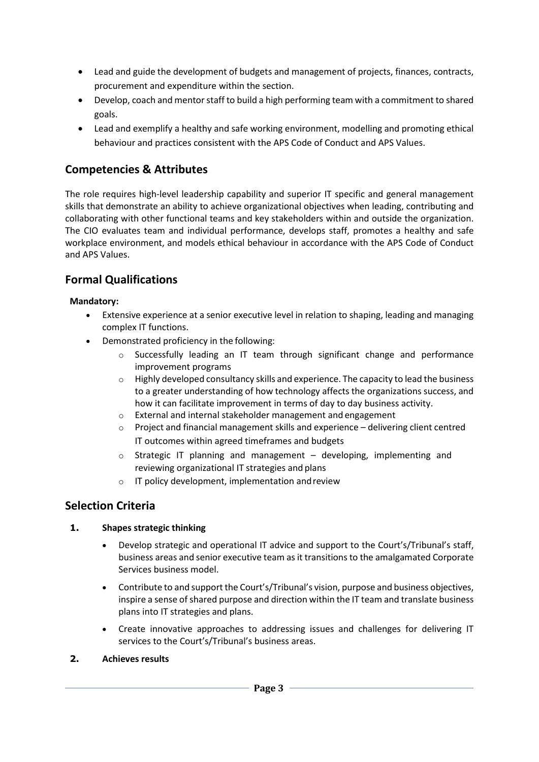- Lead and guide the development of budgets and management of projects, finances, contracts, procurement and expenditure within the section.
- Develop, coach and mentor staff to build a high performing team with a commitment to shared goals.
- Lead and exemplify a healthy and safe working environment, modelling and promoting ethical behaviour and practices consistent with the APS Code of Conduct and APS Values.

## Competencies & Attributes

The role requires high-level leadership capability and superior IT specific and general management skills that demonstrate an ability to achieve organizational objectives when leading, contributing and collaborating with other functional teams and key stakeholders within and outside the organization. The CIO evaluates team and individual performance, develops staff, promotes a healthy and safe workplace environment, and models ethical behaviour in accordance with the APS Code of Conduct and APS Values.

## Formal Qualifications

**Mandatory:**

- Extensive experience at a senior executive level in relation to shaping, leading and managing complex IT functions.
- Demonstrated proficiency in the following:
  - Successfully leading an IT team through significant change and performance improvement programs
  - Highly developed consultancy skills and experience. The capacity to lead the business to a greater understanding of how technology affects the organizations success, and how it can facilitate improvement in terms of day to day business activity.
  - External and internal stakeholder management and engagement
  - Project and financial management skills and experience – delivering client centred IT outcomes within agreed timeframes and budgets
  - Strategic IT planning and management – developing, implementing and reviewing organizational IT strategies and plans
  - IT policy development, implementation and review

## Selection Criteria

**1. Shapes strategic thinking**

- Develop strategic and operational IT advice and support to the Court's/Tribunal's staff, business areas and senior executive team as it transitions to the amalgamated Corporate Services business model.
- Contribute to and support the Court's/Tribunal's vision, purpose and business objectives, inspire a sense of shared purpose and direction within the IT team and translate business plans into IT strategies and plans.
- Create innovative approaches to addressing issues and challenges for delivering IT services to the Court's/Tribunal's business areas.

**2. Achieves results**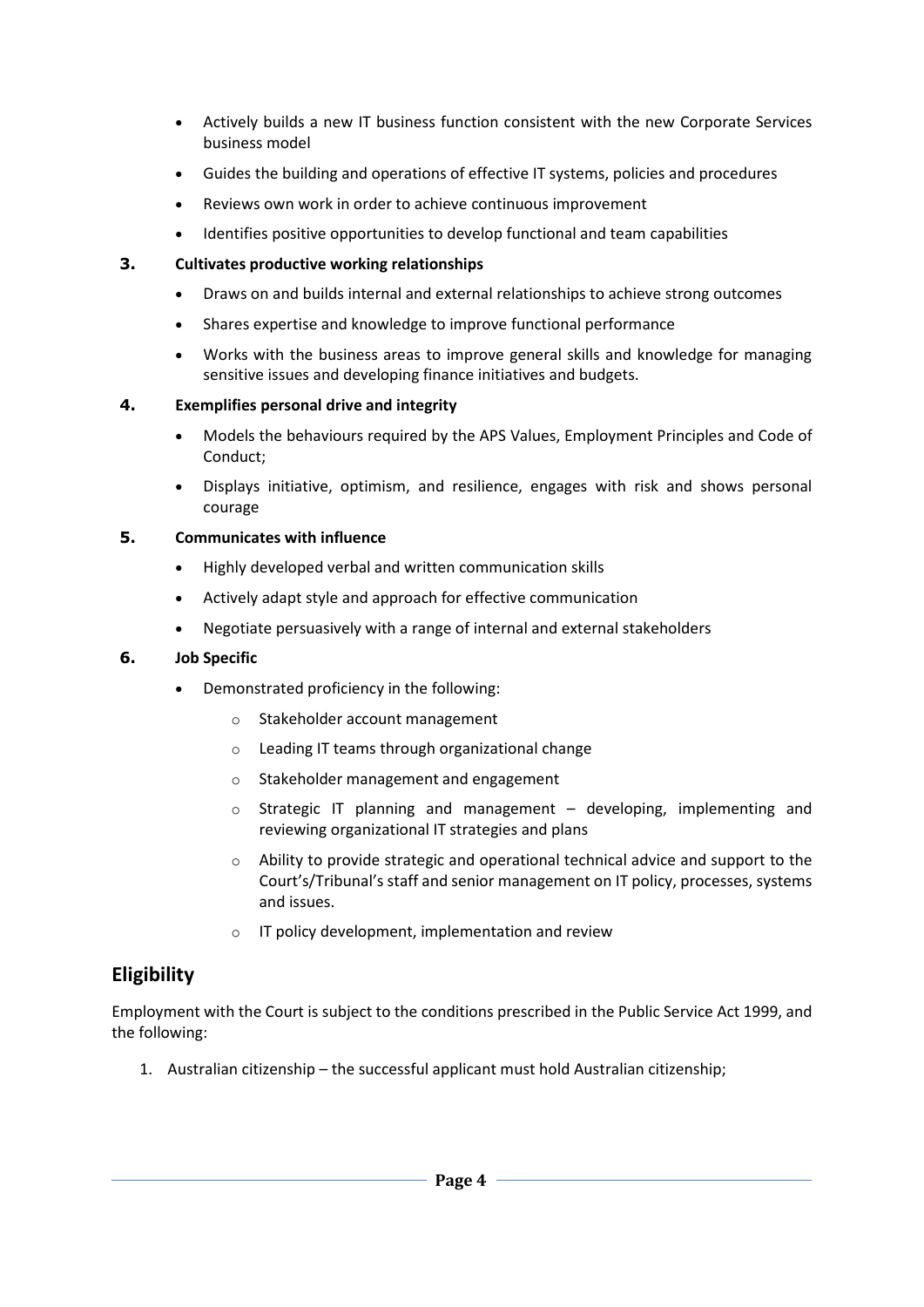- Actively builds a new IT business function consistent with the new Corporate Services business model
- Guides the building and operations of effective IT systems, policies and procedures
- Reviews own work in order to achieve continuous improvement
- Identifies positive opportunities to develop functional and team capabilities

**3. Cultivates productive working relationships**

- Draws on and builds internal and external relationships to achieve strong outcomes
- Shares expertise and knowledge to improve functional performance
- Works with the business areas to improve general skills and knowledge for managing sensitive issues and developing finance initiatives and budgets.

**4. Exemplifies personal drive and integrity**

- Models the behaviours required by the APS Values, Employment Principles and Code of Conduct;
- Displays initiative, optimism, and resilience, engages with risk and shows personal courage

**5. Communicates with influence**

- Highly developed verbal and written communication skills
- Actively adapt style and approach for effective communication
- Negotiate persuasively with a range of internal and external stakeholders

**6. Job Specific**

- Demonstrated proficiency in the following:
  - Stakeholder account management
  - Leading IT teams through organizational change
  - Stakeholder management and engagement
  - Strategic IT planning and management – developing, implementing and reviewing organizational IT strategies and plans
  - Ability to provide strategic and operational technical advice and support to the Court's/Tribunal's staff and senior management on IT policy, processes, systems and issues.
  - IT policy development, implementation and review

## Eligibility

Employment with the Court is subject to the conditions prescribed in the Public Service Act 1999, and the following:

1. Australian citizenship – the successful applicant must hold Australian citizenship;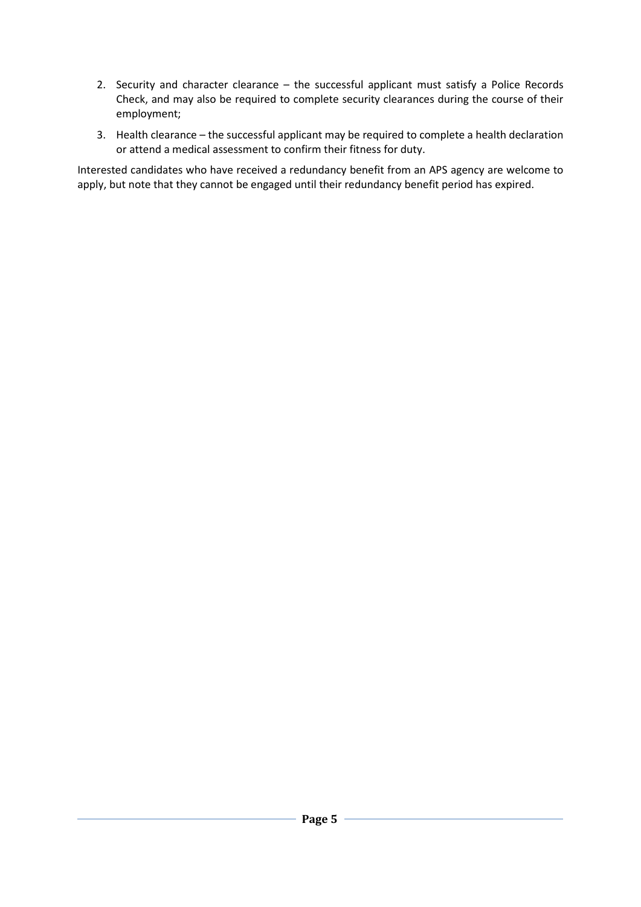2. Security and character clearance – the successful applicant must satisfy a Police Records Check, and may also be required to complete security clearances during the course of their employment;
3. Health clearance – the successful applicant may be required to complete a health declaration or attend a medical assessment to confirm their fitness for duty.

Interested candidates who have received a redundancy benefit from an APS agency are welcome to apply, but note that they cannot be engaged until their redundancy benefit period has expired.